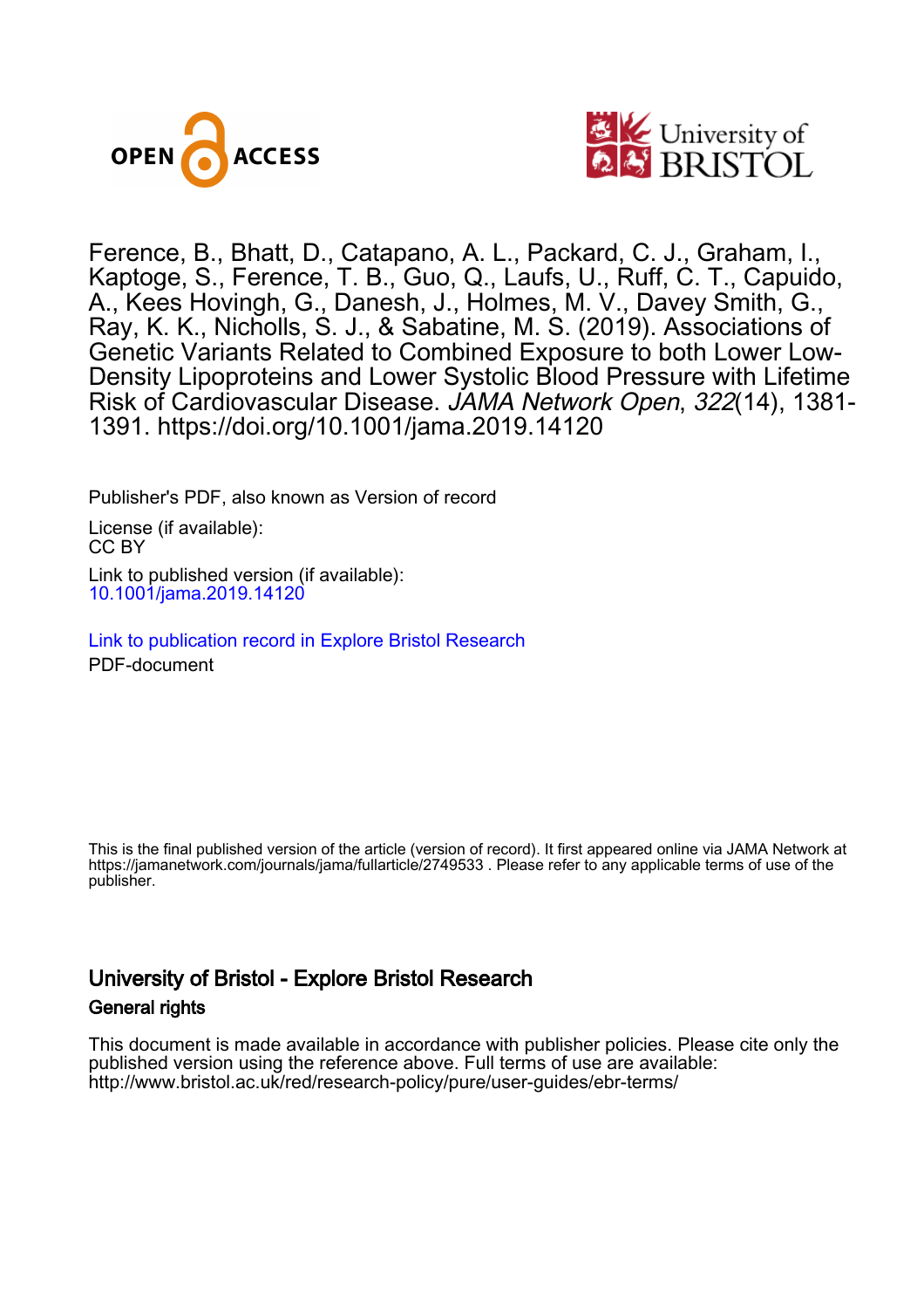Ference, B., Bhatt, D., Catapano, A. L., Packard, C. J., Graham, I., Kaptoge, S., Ference, T. B., Guo, Q., Laufs, U., Ruff, C. T., Capuido, A., Kees Hovingh, G., Danesh, J., Holmes, M. V., Davey Smith, G., Ray, K. K., Nicholls, S. J., & Sabatine, M. S. (2019). Associations of Genetic Variants Related to Combined Exposure to both Lower Low-Density Lipoproteins and Lower Systolic Blood Pressure with Lifetime Risk of Cardiovascular Disease. *JAMA Network Open*, *322*(14), 1381-1391. https://doi.org/10.1001/jama.2019.14120

Publisher's PDF, also known as Version of record

License (if available):
CC BY

Link to published version (if available):
10.1001/jama.2019.14120

Link to publication record in Explore Bristol Research
PDF-document

This is the final published version of the article (version of record). It first appeared online via JAMA Network at https://jamanetwork.com/journals/jama/fullarticle/2749533 . Please refer to any applicable terms of use of the publisher.

## University of Bristol - Explore Bristol Research

### General rights

This document is made available in accordance with publisher policies. Please cite only the published version using the reference above. Full terms of use are available: http://www.bristol.ac.uk/red/research-policy/pure/user-guides/ebr-terms/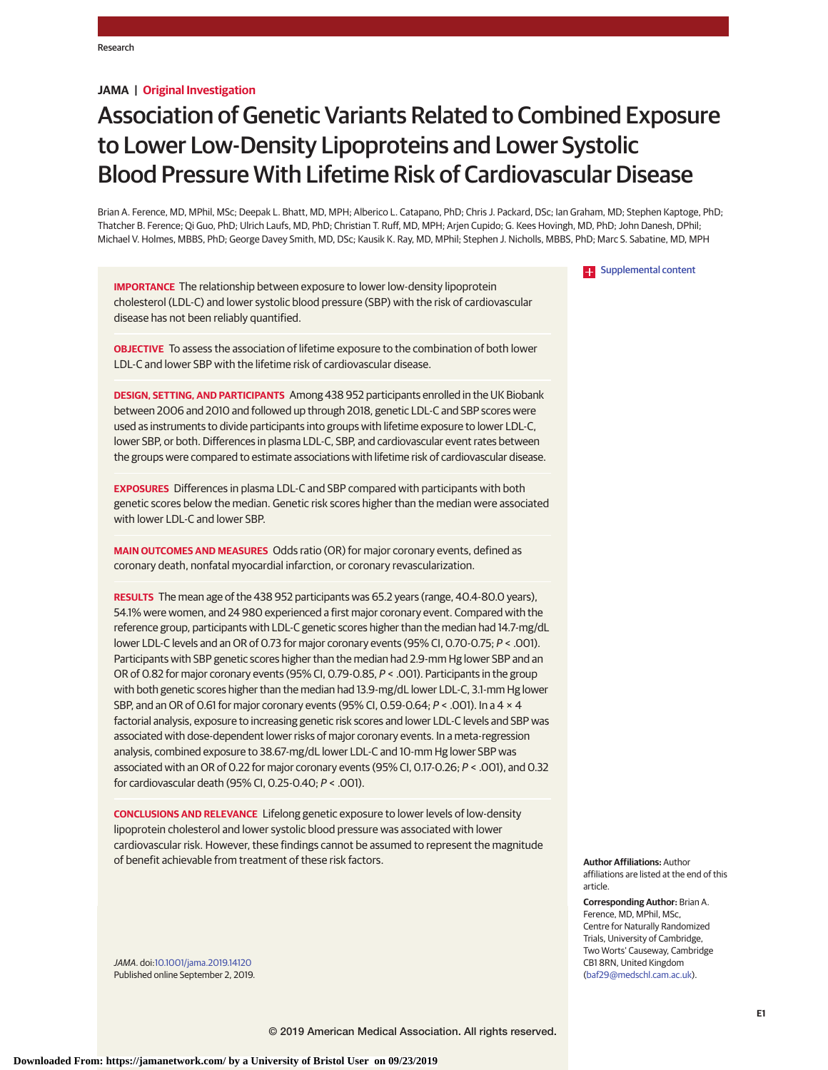JAMA | Original Investigation

# Association of Genetic Variants Related to Combined Exposure to Lower Low-Density Lipoproteins and Lower Systolic Blood Pressure With Lifetime Risk of Cardiovascular Disease

Brian A. Ference, MD, MPhil, MSc; Deepak L. Bhatt, MD, MPH; Alberico L. Catapano, PhD; Chris J. Packard, DSc; Ian Graham, MD; Stephen Kaptoge, PhD; Thatcher B. Ference; Qi Guo, PhD; Ulrich Laufs, MD, PhD; Christian T. Ruff, MD, MPH; Arjen Cupido; G. Kees Hovingh, MD, PhD; John Danesh, DPhil; Michael V. Holmes, MBBS, PhD; George Davey Smith, MD, DSc; Kausik K. Ray, MD, MPhil; Stephen J. Nicholls, MBBS, PhD; Marc S. Sabatine, MD, MPH

Supplemental content

**IMPORTANCE** The relationship between exposure to lower low-density lipoprotein cholesterol (LDL-C) and lower systolic blood pressure (SBP) with the risk of cardiovascular disease has not been reliably quantified.

**OBJECTIVE** To assess the association of lifetime exposure to the combination of both lower LDL-C and lower SBP with the lifetime risk of cardiovascular disease.

**DESIGN, SETTING, AND PARTICIPANTS** Among 438 952 participants enrolled in the UK Biobank between 2006 and 2010 and followed up through 2018, genetic LDL-C and SBP scores were used as instruments to divide participants into groups with lifetime exposure to lower LDL-C, lower SBP, or both. Differences in plasma LDL-C, SBP, and cardiovascular event rates between the groups were compared to estimate associations with lifetime risk of cardiovascular disease.

**EXPOSURES** Differences in plasma LDL-C and SBP compared with participants with both genetic scores below the median. Genetic risk scores higher than the median were associated with lower LDL-C and lower SBP.

**MAIN OUTCOMES AND MEASURES** Odds ratio (OR) for major coronary events, defined as coronary death, nonfatal myocardial infarction, or coronary revascularization.

**RESULTS** The mean age of the 438 952 participants was 65.2 years (range, 40.4-80.0 years), 54.1% were women, and 24 980 experienced a first major coronary event. Compared with the reference group, participants with LDL-C genetic scores higher than the median had 14.7-mg/dL lower LDL-C levels and an OR of 0.73 for major coronary events (95% CI, 0.70-0.75; $P < .001$). Participants with SBP genetic scores higher than the median had 2.9-mm Hg lower SBP and an OR of 0.82 for major coronary events (95% CI, 0.79-0.85, $P < .001$). Participants in the group with both genetic scores higher than the median had 13.9-mg/dL lower LDL-C, 3.1-mm Hg lower SBP, and an OR of 0.61 for major coronary events (95% CI, 0.59-0.64; $P < .001$). In a 4 × 4 factorial analysis, exposure to increasing genetic risk scores and lower LDL-C levels and SBP was associated with dose-dependent lower risks of major coronary events. In a meta-regression analysis, combined exposure to 38.67-mg/dL lower LDL-C and 10-mm Hg lower SBP was associated with an OR of 0.22 for major coronary events (95% CI, 0.17-0.26; $P < .001$), and 0.32 for cardiovascular death (95% CI, 0.25-0.40; $P < .001$).

**CONCLUSIONS AND RELEVANCE** Lifelong genetic exposure to lower levels of low-density lipoprotein cholesterol and lower systolic blood pressure was associated with lower cardiovascular risk. However, these findings cannot be assumed to represent the magnitude of benefit achievable from treatment of these risk factors.

*JAMA*. doi:10.1001/jama.2019.14120
Published online September 2, 2019.

**Author Affiliations:** Author affiliations are listed at the end of this article.

**Corresponding Author:** Brian A. Ference, MD, MPhil, MSc, Centre for Naturally Randomized Trials, University of Cambridge, Two Worts' Causeway, Cambridge CB1 8RN, United Kingdom (baf29@medschl.cam.ac.uk).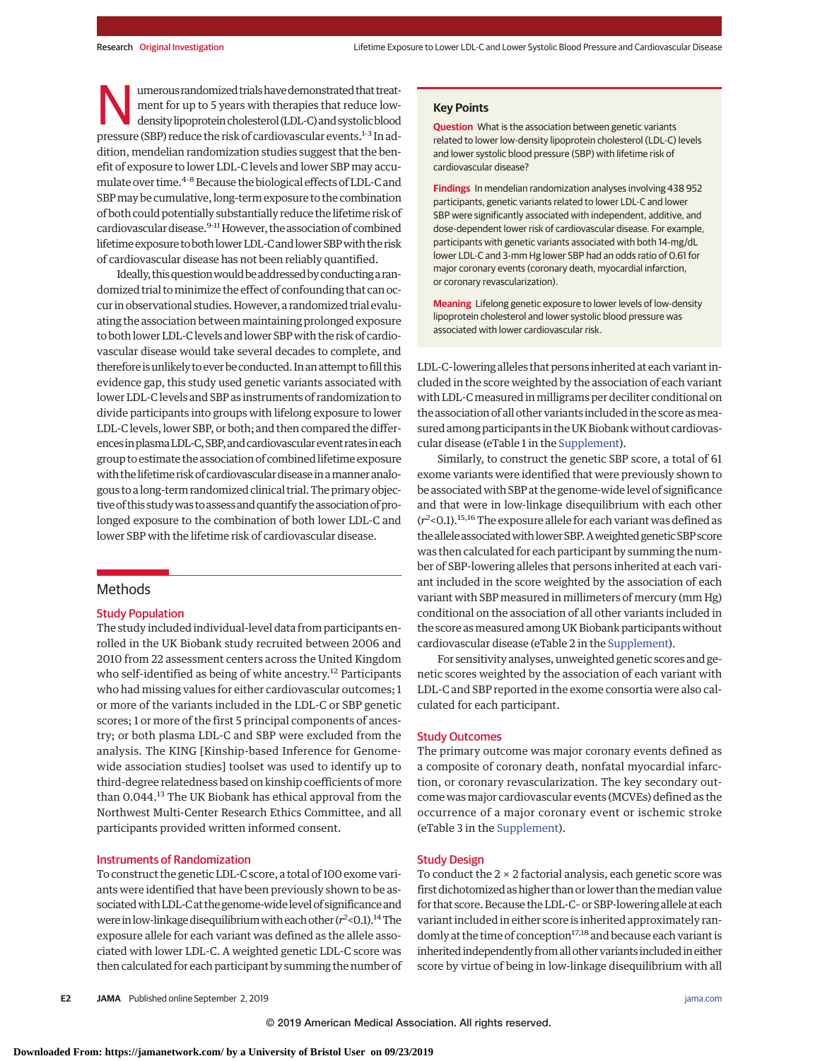Numerous randomized trials have demonstrated that treatment for up to 5 years with therapies that reduce low-density lipoprotein cholesterol (LDL-C) and systolic blood pressure (SBP) reduce the risk of cardiovascular events.[1-3] In addition, mendelian randomization studies suggest that the benefit of exposure to lower LDL-C levels and lower SBP may accumulate over time.[4-8] Because the biological effects of LDL-C and SBP may be cumulative, long-term exposure to the combination of both could potentially substantially reduce the lifetime risk of cardiovascular disease.[9-11] However, the association of combined lifetime exposure to both lower LDL-C and lower SBP with the risk of cardiovascular disease has not been reliably quantified.

Ideally, this question would be addressed by conducting a randomized trial to minimize the effect of confounding that can occur in observational studies. However, a randomized trial evaluating the association between maintaining prolonged exposure to both lower LDL-C levels and lower SBP with the risk of cardiovascular disease would take several decades to complete, and therefore is unlikely to ever be conducted. In an attempt to fill this evidence gap, this study used genetic variants associated with lower LDL-C levels and SBP as instruments of randomization to divide participants into groups with lifelong exposure to lower LDL-C levels, lower SBP, or both; and then compared the differences in plasma LDL-C, SBP, and cardiovascular event rates in each group to estimate the association of combined lifetime exposure with the lifetime risk of cardiovascular disease in a manner analogous to a long-term randomized clinical trial. The primary objective of this study was to assess and quantify the association of prolonged exposure to the combination of both lower LDL-C and lower SBP with the lifetime risk of cardiovascular disease.

**Key Points**

**Question** What is the association between genetic variants related to lower low-density lipoprotein cholesterol (LDL-C) levels and lower systolic blood pressure (SBP) with lifetime risk of cardiovascular disease?

**Findings** In mendelian randomization analyses involving 438 952 participants, genetic variants related to lower LDL-C and lower SBP were significantly associated with independent, additive, and dose-dependent lower risk of cardiovascular disease. For example, participants with genetic variants associated with both 14-mg/dL lower LDL-C and 3-mm Hg lower SBP had an odds ratio of 0.61 for major coronary events (coronary death, myocardial infarction, or coronary revascularization).

**Meaning** Lifelong genetic exposure to lower levels of low-density lipoprotein cholesterol and lower systolic blood pressure was associated with lower cardiovascular risk.

## Methods

### Study Population

The study included individual-level data from participants enrolled in the UK Biobank study recruited between 2006 and 2010 from 22 assessment centers across the United Kingdom who self-identified as being of white ancestry.[12] Participants who had missing values for either cardiovascular outcomes; 1 or more of the variants included in the LDL-C or SBP genetic scores; 1 or more of the first 5 principal components of ancestry; or both plasma LDL-C and SBP were excluded from the analysis. The KING [Kinship-based Inference for Genome-wide association studies] toolset was used to identify up to third-degree relatedness based on kinship coefficients of more than 0.044.[13] The UK Biobank has ethical approval from the Northwest Multi-Center Research Ethics Committee, and all participants provided written informed consent.

### Instruments of Randomization

To construct the genetic LDL-C score, a total of 100 exome variants were identified that have been previously shown to be associated with LDL-C at the genome-wide level of significance and were in low-linkage disequilibrium with each other ($r^2$<0.1).[14] The exposure allele for each variant was defined as the allele associated with lower LDL-C. A weighted genetic LDL-C score was then calculated for each participant by summing the number of LDL-C–lowering alleles that persons inherited at each variant included in the score weighted by the association of each variant with LDL-C measured in milligrams per deciliter conditional on the association of all other variants included in the score as measured among participants in the UK Biobank without cardiovascular disease (eTable 1 in the Supplement).

Similarly, to construct the genetic SBP score, a total of 61 exome variants were identified that were previously shown to be associated with SBP at the genome-wide level of significance and that were in low-linkage disequilibrium with each other ($r^2$<0.1).[15,16] The exposure allele for each variant was defined as the allele associated with lower SBP. A weighted genetic SBP score was then calculated for each participant by summing the number of SBP-lowering alleles that persons inherited at each variant included in the score weighted by the association of each variant with SBP measured in millimeters of mercury (mm Hg) conditional on the association of all other variants included in the score as measured among UK Biobank participants without cardiovascular disease (eTable 2 in the Supplement).

For sensitivity analyses, unweighted genetic scores and genetic scores weighted by the association of each variant with LDL-C and SBP reported in the exome consortia were also calculated for each participant.

### Study Outcomes

The primary outcome was major coronary events defined as a composite of coronary death, nonfatal myocardial infarction, or coronary revascularization. The key secondary outcome was major cardiovascular events (MCVEs) defined as the occurrence of a major coronary event or ischemic stroke (eTable 3 in the Supplement).

### Study Design

To conduct the 2 × 2 factorial analysis, each genetic score was first dichotomized as higher than or lower than the median value for that score. Because the LDL-C- or SBP-lowering allele at each variant included in either score is inherited approximately randomly at the time of conception[17,18] and because each variant is inherited independently from all other variants included in either score by virtue of being in low-linkage disequilibrium with all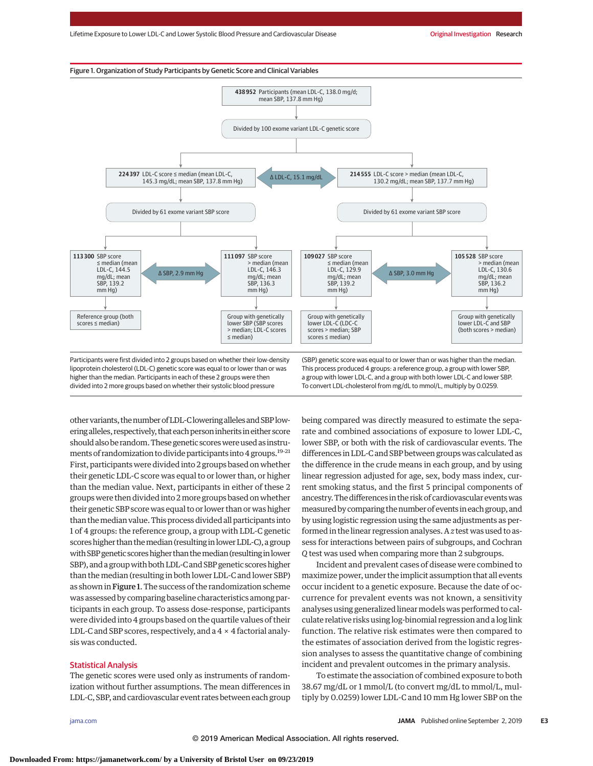Figure 1. Organization of Study Participants by Genetic Score and Clinical Variables

**438 952** Participants (mean LDL-C, 138.0 mg/d; mean SBP, 137.8 mm Hg)

Divided by 100 exome variant LDL-C genetic score

**224 397** LDL-C score ≤ median (mean LDL-C, 145.3 mg/dL; mean SBP, 137.8 mm Hg)

Δ LDL-C, 15.1 mg/dL

**214 555** LDL-C score > median (mean LDL-C, 130.2 mg/dL; mean SBP, 137.7 mm Hg)

Divided by 61 exome variant SBP score

Divided by 61 exome variant SBP score

**113 300** SBP score ≤ median (mean LDL-C, 144.5 mg/dL; mean SBP, 139.2 mm Hg)

Δ SBP, 2.9 mm Hg

**111 097** SBP score > median (mean LDL-C, 146.3 mg/dL; mean SBP, 136.3 mm Hg)

**109 027** SBP score ≤ median (mean LDL-C, 129.9 mg/dL; mean SBP, 139.2 mm Hg)

Δ SBP, 3.0 mm Hg

**105 528** SBP score > median (mean LDL-C, 130.6 mg/dL; mean SBP, 136.2 mm Hg)

Reference group (both scores ≤ median)

Group with genetically lower SBP (SBP scores > median; LDL-C scores ≤ median)

Group with genetically lower LDL-C (LDL-C scores > median; SBP scores ≤ median)

Group with genetically lower LDL-C and SBP (both scores > median)

Participants were first divided into 2 groups based on whether their low-density lipoprotein cholesterol (LDL-C) genetic score was equal to or lower than or was higher than the median. Participants in each of these 2 groups were then divided into 2 more groups based on whether their systolic blood pressure (SBP) genetic score was equal to or lower than or was higher than the median. This process produced 4 groups: a reference group, a group with lower SBP, a group with lower LDL-C, and a group with both lower LDL-C and lower SBP. To convert LDL-cholesterol from mg/dL to mmol/L, multiply by 0.0259.

other variants, the number of LDL-C lowering alleles and SBP lowering alleles, respectively, that each person inherits in either score should also be random. These genetic scores were used as instruments of randomization to divide participants into 4 groups.[19-21] First, participants were divided into 2 groups based on whether their genetic LDL-C score was equal to or lower than, or higher than the median value. Next, participants in either of these 2 groups were then divided into 2 more groups based on whether their genetic SBP score was equal to or lower than or was higher than the median value. This process divided all participants into 1 of 4 groups: the reference group, a group with LDL-C genetic scores higher than the median (resulting in lower LDL-C), a group with SBP genetic scores higher than the median (resulting in lower SBP), and a group with both LDL-C and SBP genetic scores higher than the median (resulting in both lower LDL-C and lower SBP) as shown in **Figure 1**. The success of the randomization scheme was assessed by comparing baseline characteristics among participants in each group. To assess dose-response, participants were divided into 4 groups based on the quartile values of their LDL-C and SBP scores, respectively, and a 4 × 4 factorial analysis was conducted.

## Statistical Analysis

The genetic scores were used only as instruments of randomization without further assumptions. The mean differences in LDL-C, SBP, and cardiovascular event rates between each group being compared was directly measured to estimate the separate and combined associations of exposure to lower LDL-C, lower SBP, or both with the risk of cardiovascular events. The differences in LDL-C and SBP between groups was calculated as the difference in the crude means in each group, and by using linear regression adjusted for age, sex, body mass index, current smoking status, and the first 5 principal components of ancestry. The differences in the risk of cardiovascular events was measured by comparing the number of events in each group, and by using logistic regression using the same adjustments as performed in the linear regression analyses. A *z* test was used to assess for interactions between pairs of subgroups, and Cochran *Q* test was used when comparing more than 2 subgroups.

Incident and prevalent cases of disease were combined to maximize power, under the implicit assumption that all events occur incident to a genetic exposure. Because the date of occurrence for prevalent events was not known, a sensitivity analyses using generalized linear models was performed to calculate relative risks using log-binomial regression and a log link function. The relative risk estimates were then compared to the estimates of association derived from the logistic regression analyses to assess the quantitative change of combining incident and prevalent outcomes in the primary analysis.

To estimate the association of combined exposure to both 38.67 mg/dL or 1 mmol/L (to convert mg/dL to mmol/L, multiply by 0.0259) lower LDL-C and 10 mm Hg lower SBP on the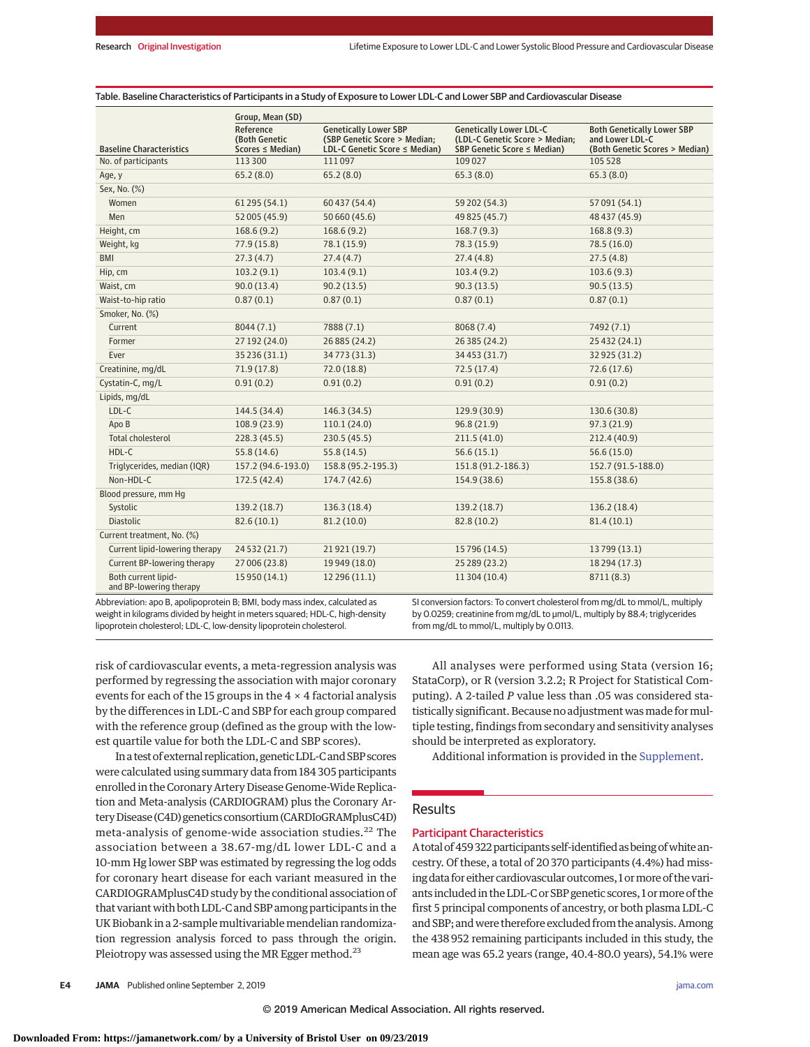Table. Baseline Characteristics of Participants in a Study of Exposure to Lower LDL-C and Lower SBP and Cardiovascular Disease

| Baseline Characteristics | Group, Mean (SD) | | | |
|---|---|---|---|---|
| | Reference (Both Genetic Scores ≤ Median) | Genetically Lower SBP (SBP Genetic Score > Median; LDL-C Genetic Score ≤ Median) | Genetically Lower LDL-C (LDL-C Genetic Score > Median; SBP Genetic Score ≤ Median) | Both Genetically Lower SBP and Lower LDL-C (Both Genetic Scores > Median) |
| No. of participants | 113 300 | 111 097 | 109 027 | 105 528 |
| Age, y | 65.2 (8.0) | 65.2 (8.0) | 65.3 (8.0) | 65.3 (8.0) |
| Sex, No. (%) | | | | |
| Women | 61 295 (54.1) | 60 437 (54.4) | 59 202 (54.3) | 57 091 (54.1) |
| Men | 52 005 (45.9) | 50 660 (45.6) | 49 825 (45.7) | 48 437 (45.9) |
| Height, cm | 168.6 (9.2) | 168.6 (9.2) | 168.7 (9.3) | 168.8 (9.3) |
| Weight, kg | 77.9 (15.8) | 78.1 (15.9) | 78.3 (15.9) | 78.5 (16.0) |
| BMI | 27.3 (4.7) | 27.4 (4.7) | 27.4 (4.8) | 27.5 (4.8) |
| Hip, cm | 103.2 (9.1) | 103.4 (9.1) | 103.4 (9.2) | 103.6 (9.3) |
| Waist, cm | 90.0 (13.4) | 90.2 (13.5) | 90.3 (13.5) | 90.5 (13.5) |
| Waist-to-hip ratio | 0.87 (0.1) | 0.87 (0.1) | 0.87 (0.1) | 0.87 (0.1) |
| Smoker, No. (%) | | | | |
| Current | 8044 (7.1) | 7888 (7.1) | 8068 (7.4) | 7492 (7.1) |
| Former | 27 192 (24.0) | 26 885 (24.2) | 26 385 (24.2) | 25 432 (24.1) |
| Ever | 35 236 (31.1) | 34 773 (31.3) | 34 453 (31.7) | 32 925 (31.2) |
| Creatinine, mg/dL | 71.9 (17.8) | 72.0 (18.8) | 72.5 (17.4) | 72.6 (17.6) |
| Cystatin-C, mg/L | 0.91 (0.2) | 0.91 (0.2) | 0.91 (0.2) | 0.91 (0.2) |
| Lipids, mg/dL | | | | |
| LDL-C | 144.5 (34.4) | 146.3 (34.5) | 129.9 (30.9) | 130.6 (30.8) |
| Apo B | 108.9 (23.9) | 110.1 (24.0) | 96.8 (21.9) | 97.3 (21.9) |
| Total cholesterol | 228.3 (45.5) | 230.5 (45.5) | 211.5 (41.0) | 212.4 (40.9) |
| HDL-C | 55.8 (14.6) | 55.8 (14.5) | 56.6 (15.1) | 56.6 (15.0) |
| Triglycerides, median (IQR) | 157.2 (94.6-193.0) | 158.8 (95.2-195.3) | 151.8 (91.2-186.3) | 152.7 (91.5-188.0) |
| Non-HDL-C | 172.5 (42.4) | 174.7 (42.6) | 154.9 (38.6) | 155.8 (38.6) |
| Blood pressure, mm Hg | | | | |
| Systolic | 139.2 (18.7) | 136.3 (18.4) | 139.2 (18.7) | 136.2 (18.4) |
| Diastolic | 82.6 (10.1) | 81.2 (10.0) | 82.8 (10.2) | 81.4 (10.1) |
| Current treatment, No. (%) | | | | |
| Current lipid-lowering therapy | 24 532 (21.7) | 21 921 (19.7) | 15 796 (14.5) | 13 799 (13.1) |
| Current BP-lowering therapy | 27 006 (23.8) | 19 949 (18.0) | 25 289 (23.2) | 18 294 (17.3) |
| Both current lipid- and BP-lowering therapy | 15 950 (14.1) | 12 296 (11.1) | 11 304 (10.4) | 8711 (8.3) |

Abbreviation: apo B, apolipoprotein B; BMI, body mass index, calculated as weight in kilograms divided by height in meters squared; HDL-C, high-density lipoprotein cholesterol; LDL-C, low-density lipoprotein cholesterol.

SI conversion factors: To convert cholesterol from mg/dL to mmol/L, multiply by 0.0259; creatinine from mg/dL to µmol/L, multiply by 88.4; triglycerides from mg/dL to mmol/L, multiply by 0.0113.

risk of cardiovascular events, a meta-regression analysis was performed by regressing the association with major coronary events for each of the 15 groups in the 4 × 4 factorial analysis by the differences in LDL-C and SBP for each group compared with the reference group (defined as the group with the lowest quartile value for both the LDL-C and SBP scores).

In a test of external replication, genetic LDL-C and SBP scores were calculated using summary data from 184 305 participants enrolled in the Coronary Artery Disease Genome-Wide Replication and Meta-analysis (CARDIOGRAM) plus the Coronary Artery Disease (C4D) genetics consortium (CARDIoGRAMplusC4D) meta-analysis of genome-wide association studies.[22] The association between a 38.67-mg/dL lower LDL-C and a 10-mm Hg lower SBP was estimated by regressing the log odds for coronary heart disease for each variant measured in the CARDIOGRAMplusC4D study by the conditional association of that variant with both LDL-C and SBP among participants in the UK Biobank in a 2-sample multivariable mendelian randomization regression analysis forced to pass through the origin. Pleiotropy was assessed using the MR Egger method.[23]

All analyses were performed using Stata (version 16; StataCorp), or R (version 3.2.2; R Project for Statistical Computing). A 2-tailed *P* value less than .05 was considered statistically significant. Because no adjustment was made for multiple testing, findings from secondary and sensitivity analyses should be interpreted as exploratory.

Additional information is provided in the Supplement.

## Results

### Participant Characteristics

A total of 459 322 participants self-identified as being of white ancestry. Of these, a total of 20 370 participants (4.4%) had missing data for either cardiovascular outcomes, 1 or more of the variants included in the LDL-C or SBP genetic scores, 1 or more of the first 5 principal components of ancestry, or both plasma LDL-C and SBP; and were therefore excluded from the analysis. Among the 438 952 remaining participants included in this study, the mean age was 65.2 years (range, 40.4-80.0 years), 54.1% were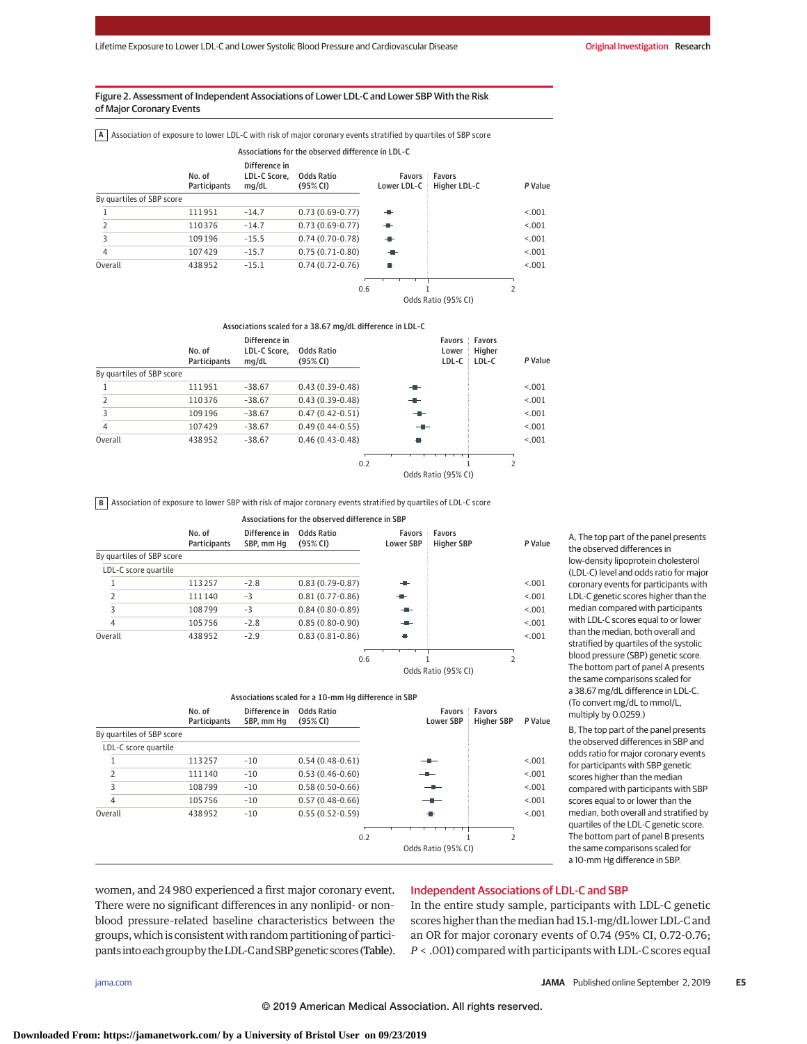**Figure 2. Assessment of Independent Associations of Lower LDL-C and Lower SBP With the Risk of Major Coronary Events**

**A** Association of exposure to lower LDL-C with risk of major coronary events stratified by quartiles of SBP score

Associations for the observed difference in LDL-C

| | No. of Participants | Difference in LDL-C Score, mg/dL | Odds Ratio (95% CI) | *P* Value |
|---|---|---|---|---|
| By quartiles of SBP score | | | | |
| 1 | 111951 | −14.7 | 0.73 (0.69-0.77) | <.001 |
| 2 | 110376 | −14.7 | 0.73 (0.69-0.77) | <.001 |
| 3 | 109196 | −15.5 | 0.74 (0.70-0.78) | <.001 |
| 4 | 107429 | −15.7 | 0.75 (0.71-0.80) | <.001 |
| Overall | 438952 | −15.1 | 0.74 (0.72-0.76) | <.001 |

Associations scaled for a 38.67 mg/dL difference in LDL-C

| | No. of Participants | Difference in LDL-C Score, mg/dL | Odds Ratio (95% CI) | *P* Value |
|---|---|---|---|---|
| By quartiles of SBP score | | | | |
| 1 | 111951 | −38.67 | 0.43 (0.39-0.48) | <.001 |
| 2 | 110376 | −38.67 | 0.43 (0.39-0.48) | <.001 |
| 3 | 109196 | −38.67 | 0.47 (0.42-0.51) | <.001 |
| 4 | 107429 | −38.67 | 0.49 (0.44-0.55) | <.001 |
| Overall | 438952 | −38.67 | 0.46 (0.43-0.48) | <.001 |

**B** Association of exposure to lower SBP with risk of major coronary events stratified by quartiles of LDL-C score

Associations for the observed difference in SBP

| | No. of Participants | Difference in SBP, mm Hg | Odds Ratio (95% CI) | *P* Value |
|---|---|---|---|---|
| By quartiles of SBP score | | | | |
| LDL-C score quartile | | | | |
| 1 | 113257 | −2.8 | 0.83 (0.79-0.87) | <.001 |
| 2 | 111140 | −3 | 0.81 (0.77-0.86) | <.001 |
| 3 | 108799 | −3 | 0.84 (0.80-0.89) | <.001 |
| 4 | 105756 | −2.8 | 0.85 (0.80-0.90) | <.001 |
| Overall | 438952 | −2.9 | 0.83 (0.81-0.86) | <.001 |

Associations scaled for a 10-mm Hg difference in SBP

| | No. of Participants | Difference in SBP, mm Hg | Odds Ratio (95% CI) | *P* Value |
|---|---|---|---|---|
| By quartiles of SBP score | | | | |
| LDL-C score quartile | | | | |
| 1 | 113257 | −10 | 0.54 (0.48-0.61) | <.001 |
| 2 | 111140 | −10 | 0.53 (0.46-0.60) | <.001 |
| 3 | 108799 | −10 | 0.58 (0.50-0.66) | <.001 |
| 4 | 105756 | −10 | 0.57 (0.48-0.66) | <.001 |
| Overall | 438952 | −10 | 0.55 (0.52-0.59) | <.001 |

A, The top part of the panel presents the observed differences in low-density lipoprotein cholesterol (LDL-C) level and odds ratio for major coronary events for participants with LDL-C genetic scores higher than the median compared with participants with LDL-C scores equal to or lower than the median, both overall and stratified by quartiles of the systolic blood pressure (SBP) genetic score. The bottom part of panel A presents the same comparisons scaled for a 38.67 mg/dL difference in LDL-C. (To convert mg/dL to mmol/L, multiply by 0.0259.)

B, The top part of the panel presents the observed differences in SBP and odds ratio for major coronary events for participants with SBP genetic scores higher than the median compared with participants with SBP scores equal to or lower than the median, both overall and stratified by quartiles of the LDL-C genetic score. The bottom part of panel B presents the same comparisons scaled for a 10-mm Hg difference in SBP.

women, and 24 980 experienced a first major coronary event. There were no significant differences in any nonlipid- or non-blood pressure–related baseline characteristics between the groups, which is consistent with random partitioning of participants into each group by the LDL-C and SBP genetic scores (Table).

## Independent Associations of LDL-C and SBP

In the entire study sample, participants with LDL-C genetic scores higher than the median had 15.1-mg/dL lower LDL-C and an OR for major coronary events of 0.74 (95% CI, 0.72-0.76; *P* < .001) compared with participants with LDL-C scores equal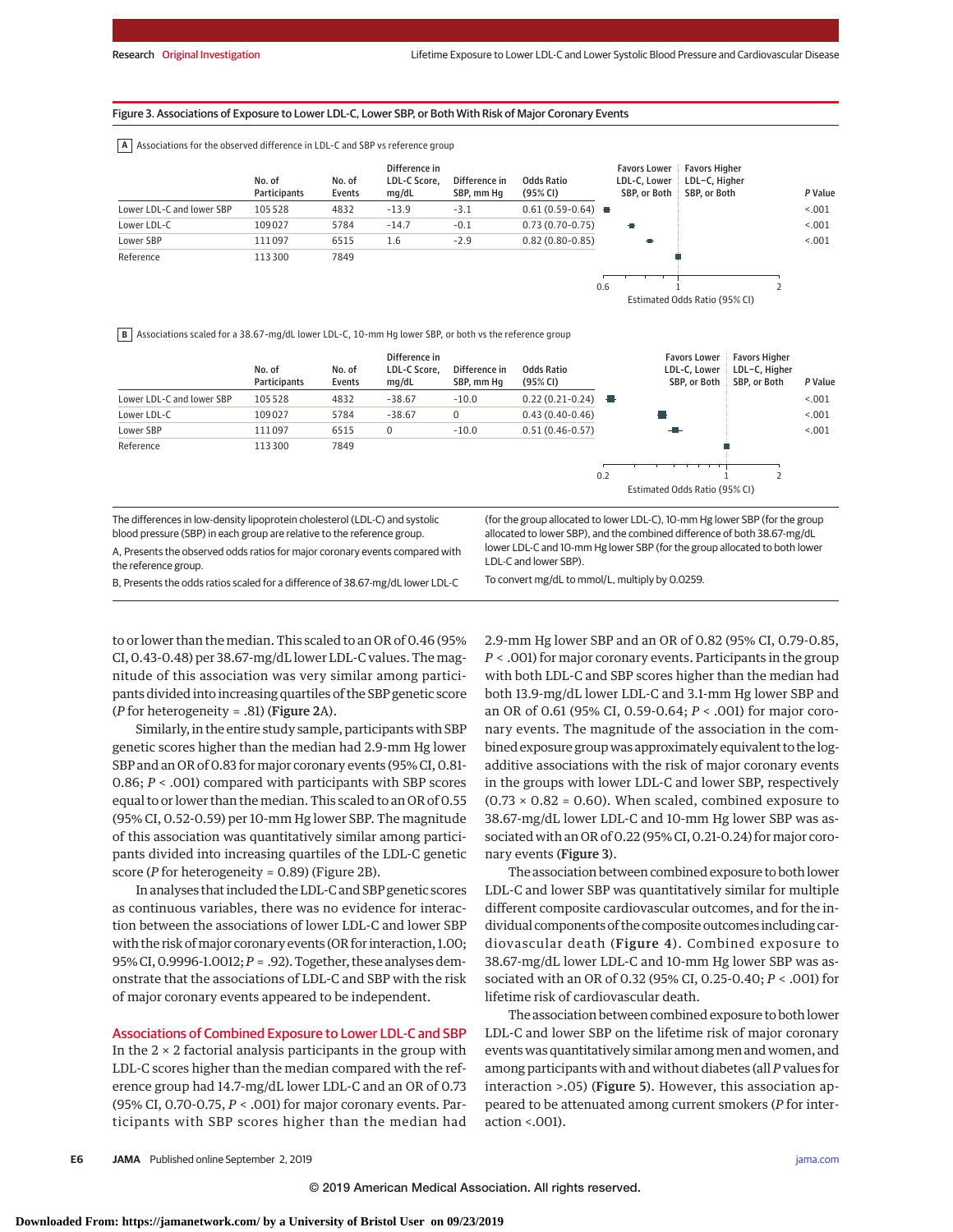Figure 3. Associations of Exposure to Lower LDL-C, Lower SBP, or Both With Risk of Major Coronary Events

**A** Associations for the observed difference in LDL-C and SBP vs reference group

| | No. of Participants | No. of Events | Difference in LDL-C Score, mg/dL | Difference in SBP, mm Hg | Odds Ratio (95% CI) | P Value |
|---|---|---|---|---|---|---|
| Lower LDL-C and lower SBP | 105 528 | 4832 | -13.9 | -3.1 | 0.61 (0.59-0.64) | <.001 |
| Lower LDL-C | 109 027 | 5784 | -14.7 | -0.1 | 0.73 (0.70-0.75) | <.001 |
| Lower SBP | 111 097 | 6515 | 1.6 | -2.9 | 0.82 (0.80-0.85) | <.001 |
| Reference | 113 300 | 7849 | | | | |

Estimated Odds Ratio (95% CI); Favors Lower LDL-C, Lower SBP, or Both | Favors Higher LDL-C, Higher SBP, or Both

**B** Associations scaled for a 38.67-mg/dL lower LDL-C, 10-mm Hg lower SBP, or both vs the reference group

| | No. of Participants | No. of Events | Difference in LDL-C Score, mg/dL | Difference in SBP, mm Hg | Odds Ratio (95% CI) | P Value |
|---|---|---|---|---|---|---|
| Lower LDL-C and lower SBP | 105 528 | 4832 | -38.67 | -10.0 | 0.22 (0.21-0.24) | <.001 |
| Lower LDL-C | 109 027 | 5784 | -38.67 | 0 | 0.43 (0.40-0.46) | <.001 |
| Lower SBP | 111 097 | 6515 | 0 | -10.0 | 0.51 (0.46-0.57) | <.001 |
| Reference | 113 300 | 7849 | | | | |

Estimated Odds Ratio (95% CI); Favors Lower LDL-C, Lower SBP, or Both | Favors Higher LDL-C, Higher SBP, or Both

The differences in low-density lipoprotein cholesterol (LDL-C) and systolic blood pressure (SBP) in each group are relative to the reference group.

A, Presents the observed odds ratios for major coronary events compared with the reference group.

B, Presents the odds ratios scaled for a difference of 38.67-mg/dL lower LDL-C (for the group allocated to lower LDL-C), 10-mm Hg lower SBP (for the group allocated to lower SBP), and the combined difference of both 38.67-mg/dL lower LDL-C and 10-mm Hg lower SBP (for the group allocated to both lower LDL-C and lower SBP).

To convert mg/dL to mmol/L, multiply by 0.0259.

to or lower than the median. This scaled to an OR of 0.46 (95% CI, 0.43-0.48) per 38.67-mg/dL lower LDL-C values. The magnitude of this association was very similar among participants divided into increasing quartiles of the SBP genetic score (*P* for heterogeneity = .81) (**Figure 2**A).

Similarly, in the entire study sample, participants with SBP genetic scores higher than the median had 2.9-mm Hg lower SBP and an OR of 0.83 for major coronary events (95% CI, 0.81-0.86; *P* < .001) compared with participants with SBP scores equal to or lower than the median. This scaled to an OR of 0.55 (95% CI, 0.52-0.59) per 10-mm Hg lower SBP. The magnitude of this association was quantitatively similar among participants divided into increasing quartiles of the LDL-C genetic score (*P* for heterogeneity = 0.89) (Figure 2B).

In analyses that included the LDL-C and SBP genetic scores as continuous variables, there was no evidence for interaction between the associations of lower LDL-C and lower SBP with the risk of major coronary events (OR for interaction, 1.00; 95% CI, 0.9996-1.0012; *P* = .92). Together, these analyses demonstrate that the associations of LDL-C and SBP with the risk of major coronary events appeared to be independent.

## Associations of Combined Exposure to Lower LDL-C and SBP

In the 2 × 2 factorial analysis participants in the group with LDL-C scores higher than the median compared with the reference group had 14.7-mg/dL lower LDL-C and an OR of 0.73 (95% CI, 0.70-0.75, *P* < .001) for major coronary events. Participants with SBP scores higher than the median had 2.9-mm Hg lower SBP and an OR of 0.82 (95% CI, 0.79-0.85, *P* < .001) for major coronary events. Participants in the group with both LDL-C and SBP scores higher than the median had both 13.9-mg/dL lower LDL-C and 3.1-mm Hg lower SBP and an OR of 0.61 (95% CI, 0.59-0.64; *P* < .001) for major coronary events. The magnitude of the association in the combined exposure group was approximately equivalent to the log-additive associations with the risk of major coronary events in the groups with lower LDL-C and lower SBP, respectively (0.73 × 0.82 = 0.60). When scaled, combined exposure to 38.67-mg/dL lower LDL-C and 10-mm Hg lower SBP was associated with an OR of 0.22 (95% CI, 0.21-0.24) for major coronary events (**Figure 3**).

The association between combined exposure to both lower LDL-C and lower SBP was quantitatively similar for multiple different composite cardiovascular outcomes, and for the individual components of the composite outcomes including cardiovascular death (**Figure 4**). Combined exposure to 38.67-mg/dL lower LDL-C and 10-mm Hg lower SBP was associated with an OR of 0.32 (95% CI, 0.25-0.40; *P* < .001) for lifetime risk of cardiovascular death.

The association between combined exposure to both lower LDL-C and lower SBP on the lifetime risk of major coronary events was quantitatively similar among men and women, and among participants with and without diabetes (all *P* values for interaction >.05) (**Figure 5**). However, this association appeared to be attenuated among current smokers (*P* for interaction <.001).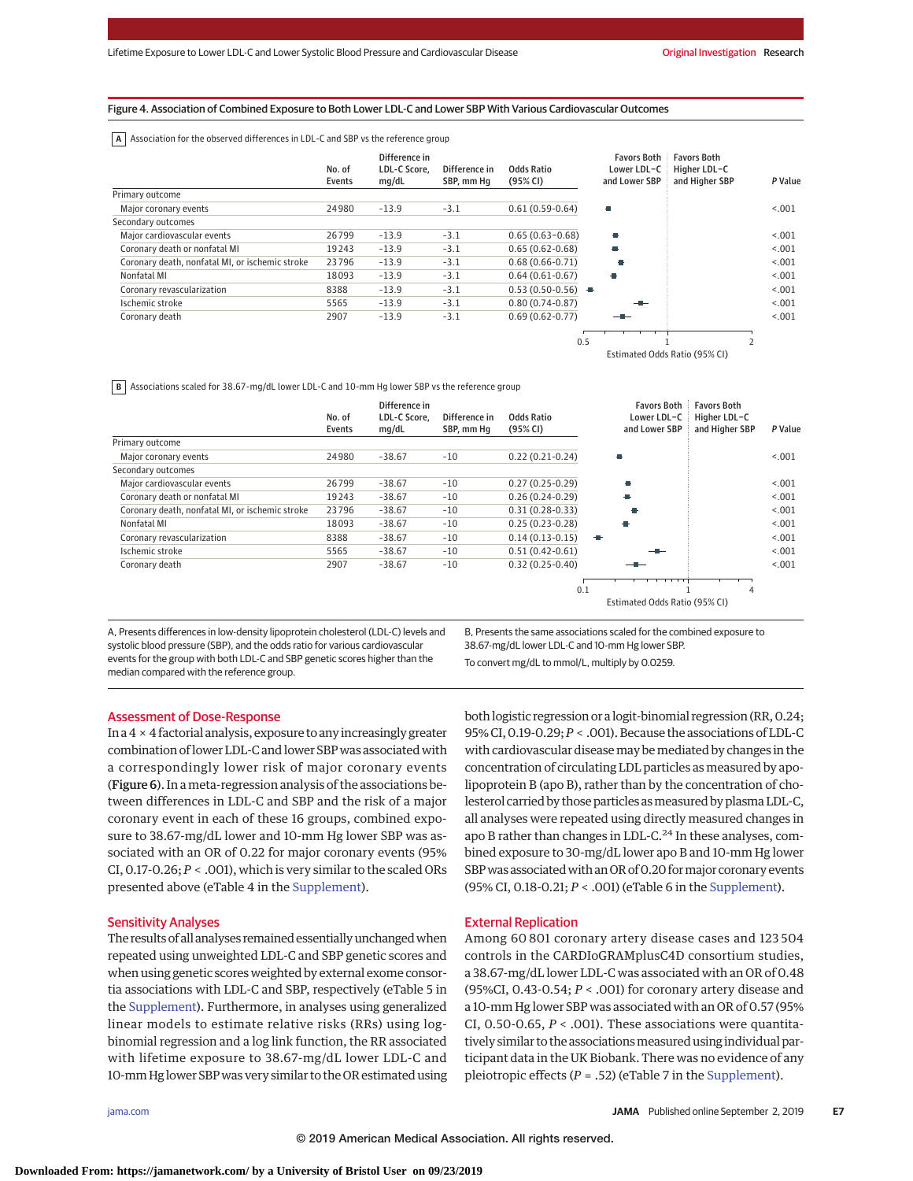Figure 4. Association of Combined Exposure to Both Lower LDL-C and Lower SBP With Various Cardiovascular Outcomes

**A** Association for the observed differences in LDL-C and SBP vs the reference group

| | No. of Events | Difference in LDL-C Score, mg/dL | Difference in SBP, mm Hg | Odds Ratio (95% CI) | P Value |
|---|---|---|---|---|---|
| Primary outcome | | | | | |
| Major coronary events | 24 980 | −13.9 | −3.1 | 0.61 (0.59-0.64) | <.001 |
| Secondary outcomes | | | | | |
| Major cardiovascular events | 26 799 | −13.9 | −3.1 | 0.65 (0.63−0.68) | <.001 |
| Coronary death or nonfatal MI | 19 243 | −13.9 | −3.1 | 0.65 (0.62-0.68) | <.001 |
| Coronary death, nonfatal MI, or ischemic stroke | 23 796 | −13.9 | −3.1 | 0.68 (0.66-0.71) | <.001 |
| Nonfatal MI | 18 093 | −13.9 | −3.1 | 0.64 (0.61-0.67) | <.001 |
| Coronary revascularization | 8388 | −13.9 | −3.1 | 0.53 (0.50-0.56) | <.001 |
| Ischemic stroke | 5565 | −13.9 | −3.1 | 0.80 (0.74-0.87) | <.001 |
| Coronary death | 2907 | −13.9 | −3.1 | 0.69 (0.62-0.77) | <.001 |

Favors Both Lower LDL−C and Lower SBP | Favors Both Higher LDL−C and Higher SBP

Estimated Odds Ratio (95% CI)

**B** Associations scaled for 38.67-mg/dL lower LDL-C and 10-mm Hg lower SBP vs the reference group

| | No. of Events | Difference in LDL-C Score, mg/dL | Difference in SBP, mm Hg | Odds Ratio (95% CI) | P Value |
|---|---|---|---|---|---|
| Primary outcome | | | | | |
| Major coronary events | 24 980 | −38.67 | −10 | 0.22 (0.21-0.24) | <.001 |
| Secondary outcomes | | | | | |
| Major cardiovascular events | 26 799 | −38.67 | −10 | 0.27 (0.25-0.29) | <.001 |
| Coronary death or nonfatal MI | 19 243 | −38.67 | −10 | 0.26 (0.24-0.29) | <.001 |
| Coronary death, nonfatal MI, or ischemic stroke | 23 796 | −38.67 | −10 | 0.31 (0.28-0.33) | <.001 |
| Nonfatal MI | 18 093 | −38.67 | −10 | 0.25 (0.23-0.28) | <.001 |
| Coronary revascularization | 8388 | −38.67 | −10 | 0.14 (0.13-0.15) | <.001 |
| Ischemic stroke | 5565 | −38.67 | −10 | 0.51 (0.42-0.61) | <.001 |
| Coronary death | 2907 | −38.67 | −10 | 0.32 (0.25-0.40) | <.001 |

Favors Both Lower LDL−C and Lower SBP | Favors Both Higher LDL−C and Higher SBP

Estimated Odds Ratio (95% CI)

A, Presents differences in low-density lipoprotein cholesterol (LDL-C) levels and systolic blood pressure (SBP), and the odds ratio for various cardiovascular events for the group with both LDL-C and SBP genetic scores higher than the median compared with the reference group.

B, Presents the same associations scaled for the combined exposure to 38.67-mg/dL lower LDL-C and 10-mm Hg lower SBP.

To convert mg/dL to mmol/L, multiply by 0.0259.

## Assessment of Dose-Response

In a 4 × 4 factorial analysis, exposure to any increasingly greater combination of lower LDL-C and lower SBP was associated with a correspondingly lower risk of major coronary events (Figure 6). In a meta-regression analysis of the associations between differences in LDL-C and SBP and the risk of a major coronary event in each of these 16 groups, combined exposure to 38.67-mg/dL lower LDL-C and 10-mm Hg lower SBP was associated with an OR of 0.22 for major coronary events (95% CI, 0.17-0.26; *P* < .001), which is very similar to the scaled ORs presented above (eTable 4 in the Supplement).

## Sensitivity Analyses

The results of all analyses remained essentially unchanged when repeated using unweighted LDL-C and SBP genetic scores and when using genetic scores weighted by external exome consortia associations with LDL-C and SBP, respectively (eTable 5 in the Supplement). Furthermore, in analyses using generalized linear models to estimate relative risks (RRs) using log-binomial regression and a log link function, the RR associated with lifetime exposure to 38.67-mg/dL lower LDL-C and 10-mm Hg lower SBP was very similar to the OR estimated using both logistic regression or a logit-binomial regression (RR, 0.24; 95% CI, 0.19-0.29; *P* < .001). Because the associations of LDL-C with cardiovascular disease may be mediated by changes in the concentration of circulating LDL particles as measured by apolipoprotein B (apo B), rather than by the concentration of cholesterol carried by those particles as measured by plasma LDL-C, all analyses were repeated using directly measured changes in apo B rather than changes in LDL-C.[24] In these analyses, combined exposure to 30-mg/dL lower apo B and 10-mm Hg lower SBP was associated with an OR of 0.20 for major coronary events (95% CI, 0.18-0.21; *P* < .001) (eTable 6 in the Supplement).

## External Replication

Among 60 801 coronary artery disease cases and 123 504 controls in the CARDIoGRAMplusC4D consortium studies, a 38.67-mg/dL lower LDL-C was associated with an OR of 0.48 (95%CI, 0.43-0.54; *P* < .001) for coronary artery disease and a 10-mm Hg lower SBP was associated with an OR of 0.57 (95% CI, 0.50-0.65, *P* < .001). These associations were quantitatively similar to the associations measured using individual participant data in the UK Biobank. There was no evidence of any pleiotropic effects (*P* = .52) (eTable 7 in the Supplement).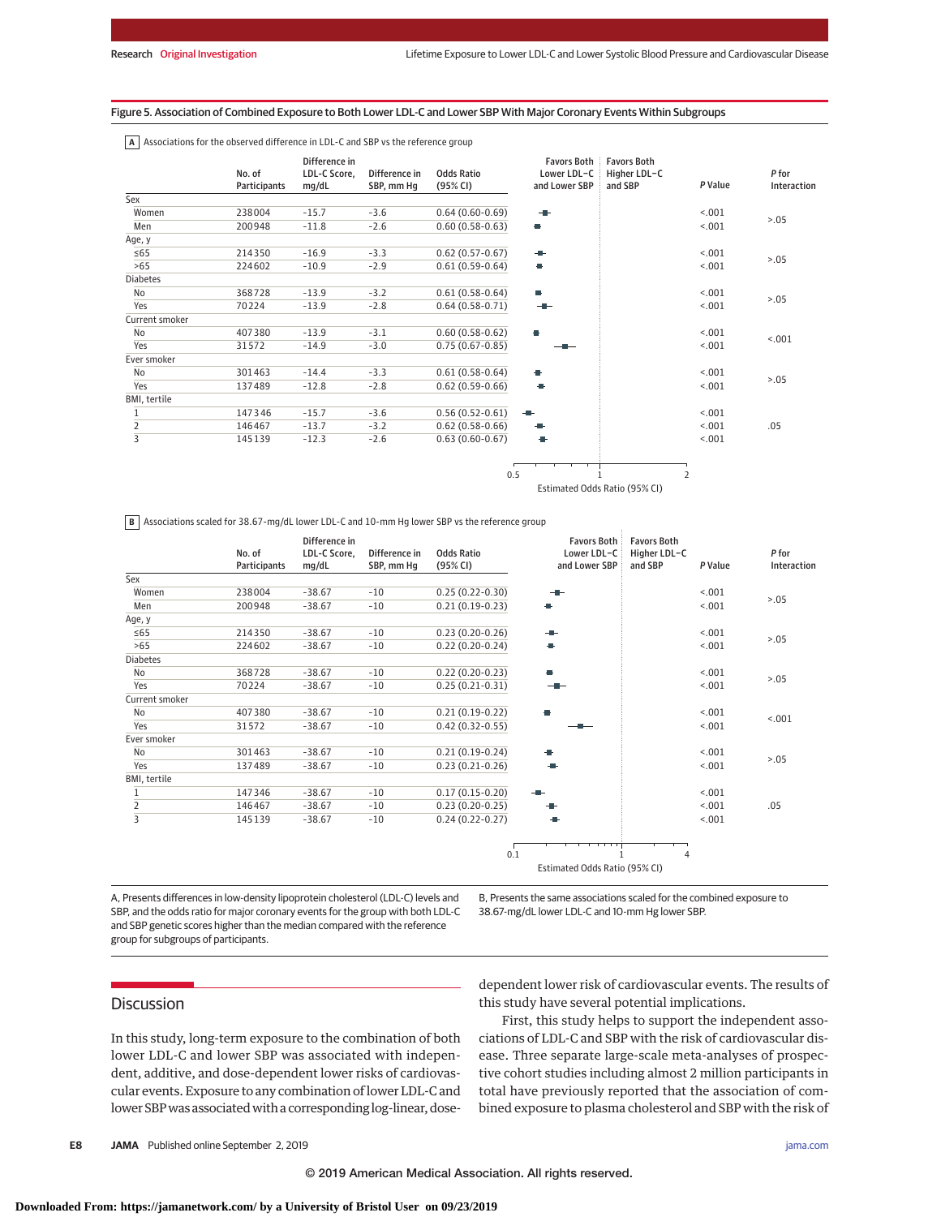Figure 5. Association of Combined Exposure to Both Lower LDL-C and Lower SBP With Major Coronary Events Within Subgroups

**A** Associations for the observed difference in LDL-C and SBP vs the reference group

| | No. of Participants | Difference in LDL-C Score, mg/dL | Difference in SBP, mm Hg | Odds Ratio (95% CI) | P Value | P for Interaction |
|---|---|---|---|---|---|---|
| Sex | | | | | | |
| Women | 238004 | -15.7 | -3.6 | 0.64 (0.60-0.69) | <.001 | >.05 |
| Men | 200948 | -11.8 | -2.6 | 0.60 (0.58-0.63) | <.001 | |
| Age, y | | | | | | |
| ≤65 | 214350 | -16.9 | -3.3 | 0.62 (0.57-0.67) | <.001 | >.05 |
| >65 | 224602 | -10.9 | -2.9 | 0.61 (0.59-0.64) | <.001 | |
| Diabetes | | | | | | |
| No | 368728 | -13.9 | -3.2 | 0.61 (0.58-0.64) | <.001 | >.05 |
| Yes | 70224 | -13.9 | -2.8 | 0.64 (0.58-0.71) | <.001 | |
| Current smoker | | | | | | |
| No | 407380 | -13.9 | -3.1 | 0.60 (0.58-0.62) | <.001 | <.001 |
| Yes | 31572 | -14.9 | -3.0 | 0.75 (0.67-0.85) | <.001 | |
| Ever smoker | | | | | | |
| No | 301463 | -14.4 | -3.3 | 0.61 (0.58-0.64) | <.001 | >.05 |
| Yes | 137489 | -12.8 | -2.8 | 0.62 (0.59-0.66) | <.001 | |
| BMI, tertile | | | | | | |
| 1 | 147346 | -15.7 | -3.6 | 0.56 (0.52-0.61) | <.001 | .05 |
| 2 | 146467 | -13.7 | -3.2 | 0.62 (0.58-0.66) | <.001 | |
| 3 | 145139 | -12.3 | -2.6 | 0.63 (0.60-0.67) | <.001 | |

Estimated Odds Ratio (95% CI) — Favors Both Lower LDL-C and Lower SBP | Favors Both Higher LDL-C and SBP

**B** Associations scaled for 38.67-mg/dL lower LDL-C and 10-mm Hg lower SBP vs the reference group

| | No. of Participants | Difference in LDL-C Score, mg/dL | Difference in SBP, mm Hg | Odds Ratio (95% CI) | P Value | P for Interaction |
|---|---|---|---|---|---|---|
| Sex | | | | | | |
| Women | 238004 | -38.67 | -10 | 0.25 (0.22-0.30) | <.001 | >.05 |
| Men | 200948 | -38.67 | -10 | 0.21 (0.19-0.23) | <.001 | |
| Age, y | | | | | | |
| ≤65 | 214350 | -38.67 | -10 | 0.23 (0.20-0.26) | <.001 | >.05 |
| >65 | 224602 | -38.67 | -10 | 0.22 (0.20-0.24) | <.001 | |
| Diabetes | | | | | | |
| No | 368728 | -38.67 | -10 | 0.22 (0.20-0.23) | <.001 | >.05 |
| Yes | 70224 | -38.67 | -10 | 0.25 (0.21-0.31) | <.001 | |
| Current smoker | | | | | | |
| No | 407380 | -38.67 | -10 | 0.21 (0.19-0.22) | <.001 | <.001 |
| Yes | 31572 | -38.67 | -10 | 0.42 (0.32-0.55) | <.001 | |
| Ever smoker | | | | | | |
| No | 301463 | -38.67 | -10 | 0.21 (0.19-0.24) | <.001 | >.05 |
| Yes | 137489 | -38.67 | -10 | 0.23 (0.21-0.26) | <.001 | |
| BMI, tertile | | | | | | |
| 1 | 147346 | -38.67 | -10 | 0.17 (0.15-0.20) | <.001 | .05 |
| 2 | 146467 | -38.67 | -10 | 0.23 (0.20-0.25) | <.001 | |
| 3 | 145139 | -38.67 | -10 | 0.24 (0.22-0.27) | <.001 | |

Estimated Odds Ratio (95% CI) — Favors Both Lower LDL-C and Lower SBP | Favors Both Higher LDL-C and SBP

A, Presents differences in low-density lipoprotein cholesterol (LDL-C) levels and SBP, and the odds ratio for major coronary events for the group with both LDL-C and SBP genetic scores higher than the median compared with the reference group for subgroups of participants.

B, Presents the same associations scaled for the combined exposure to 38.67-mg/dL lower LDL-C and 10-mm Hg lower SBP.

## Discussion

In this study, long-term exposure to the combination of both lower LDL-C and lower SBP was associated with independent, additive, and dose-dependent lower risks of cardiovascular events. Exposure to any combination of lower LDL-C and lower SBP was associated with a corresponding log-linear, dose-dependent lower risk of cardiovascular events. The results of this study have several potential implications.

First, this study helps to support the independent associations of LDL-C and SBP with the risk of cardiovascular disease. Three separate large-scale meta-analyses of prospective cohort studies including almost 2 million participants in total have previously reported that the association of combined exposure to plasma cholesterol and SBP with the risk of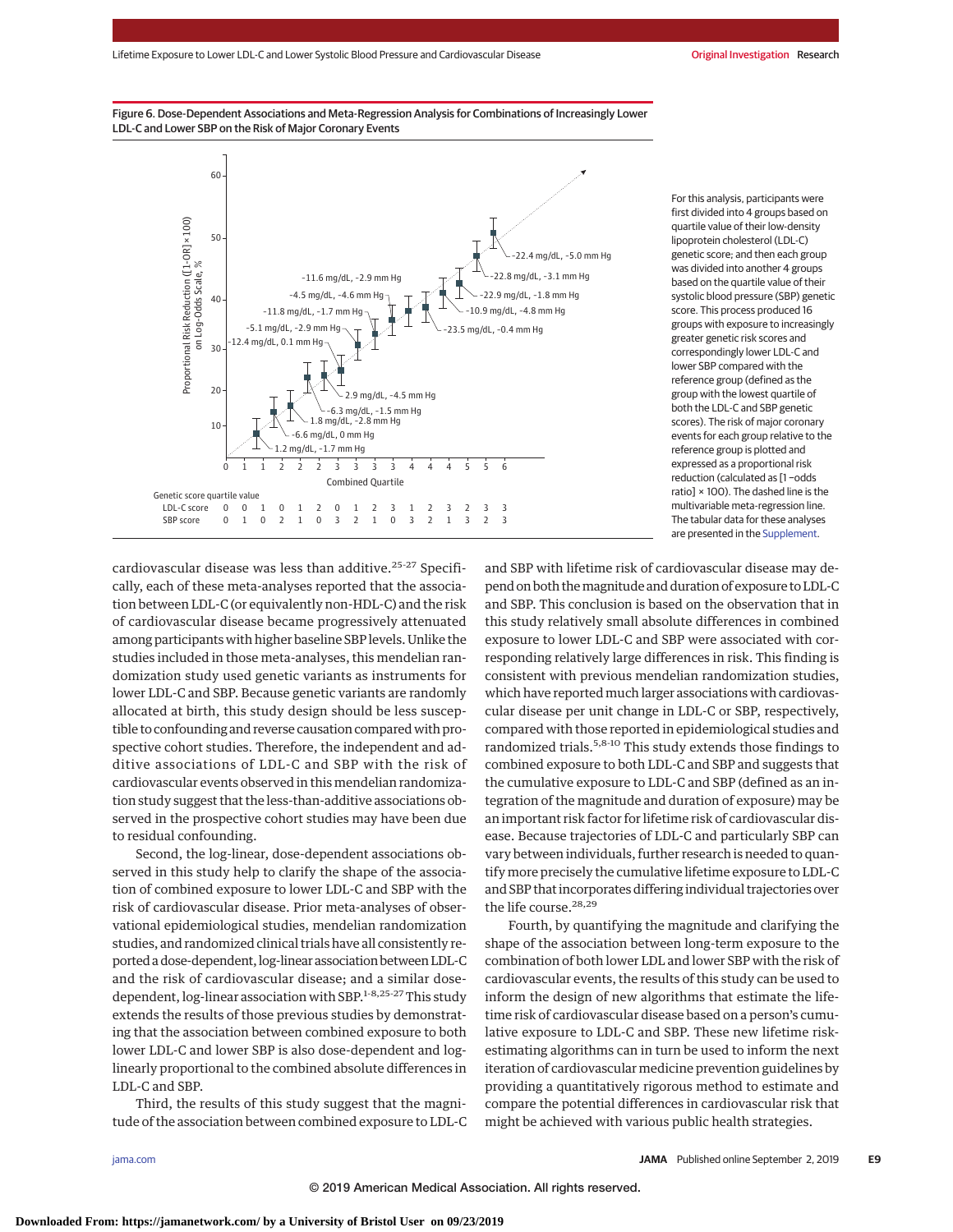Figure 6. Dose-Dependent Associations and Meta-Regression Analysis for Combinations of Increasingly Lower LDL-C and Lower SBP on the Risk of Major Coronary Events

For this analysis, participants were first divided into 4 groups based on quartile value of their low-density lipoprotein cholesterol (LDL-C) genetic score; and then each group was divided into another 4 groups based on the quartile value of their systolic blood pressure (SBP) genetic score. This process produced 16 groups with exposure to increasingly greater genetic risk scores and correspondingly lower LDL-C and lower SBP compared with the reference group (defined as the group with the lowest quartile of both the LDL-C and SBP genetic scores). The risk of major coronary events for each group relative to the reference group is plotted and expressed as a proportional risk reduction (calculated as [1 −odds ratio] × 100). The dashed line is the multivariable meta-regression line. The tabular data for these analyses are presented in the Supplement.

cardiovascular disease was less than additive.[25-27] Specifically, each of these meta-analyses reported that the association between LDL-C (or equivalently non-HDL-C) and the risk of cardiovascular disease became progressively attenuated among participants with higher baseline SBP levels. Unlike the studies included in those meta-analyses, this mendelian randomization study used genetic variants as instruments for lower LDL-C and SBP. Because genetic variants are randomly allocated at birth, this study design should be less susceptible to confounding and reverse causation compared with prospective cohort studies. Therefore, the independent and additive associations of LDL-C and SBP with the risk of cardiovascular events observed in this mendelian randomization study suggest that the less-than-additive associations observed in the prospective cohort studies may have been due to residual confounding.

Second, the log-linear, dose-dependent associations observed in this study help to clarify the shape of the association of combined exposure to lower LDL-C and SBP with the risk of cardiovascular disease. Prior meta-analyses of observational epidemiological studies, mendelian randomization studies, and randomized clinical trials have all consistently reported a dose-dependent, log-linear association between LDL-C and the risk of cardiovascular disease; and a similar dose-dependent, log-linear association with SBP.[1-8,25-27] This study extends the results of those previous studies by demonstrating that the association between combined exposure to both lower LDL-C and lower SBP is also dose-dependent and log-linearly proportional to the combined absolute differences in LDL-C and SBP.

Third, the results of this study suggest that the magnitude of the association between combined exposure to LDL-C and SBP with lifetime risk of cardiovascular disease may depend on both the magnitude and duration of exposure to LDL-C and SBP. This conclusion is based on the observation that in this study relatively small absolute differences in combined exposure to lower LDL-C and SBP were associated with corresponding relatively large differences in risk. This finding is consistent with previous mendelian randomization studies, which have reported much larger associations with cardiovascular disease per unit change in LDL-C or SBP, respectively, compared with those reported in epidemiological studies and randomized trials.[5,8-10] This study extends those findings to combined exposure to both LDL-C and SBP and suggests that the cumulative exposure to LDL-C and SBP (defined as an integration of the magnitude and duration of exposure) may be an important risk factor for lifetime risk of cardiovascular disease. Because trajectories of LDL-C and particularly SBP can vary between individuals, further research is needed to quantify more precisely the cumulative lifetime exposure to LDL-C and SBP that incorporates differing individual trajectories over the life course.[28,29]

Fourth, by quantifying the magnitude and clarifying the shape of the association between long-term exposure to the combination of both lower LDL and lower SBP with the risk of cardiovascular events, the results of this study can be used to inform the design of new algorithms that estimate the lifetime risk of cardiovascular disease based on a person's cumulative exposure to LDL-C and SBP. These new lifetime risk-estimating algorithms can in turn be used to inform the next iteration of cardiovascular medicine prevention guidelines by providing a quantitatively rigorous method to estimate and compare the potential differences in cardiovascular risk that might be achieved with various public health strategies.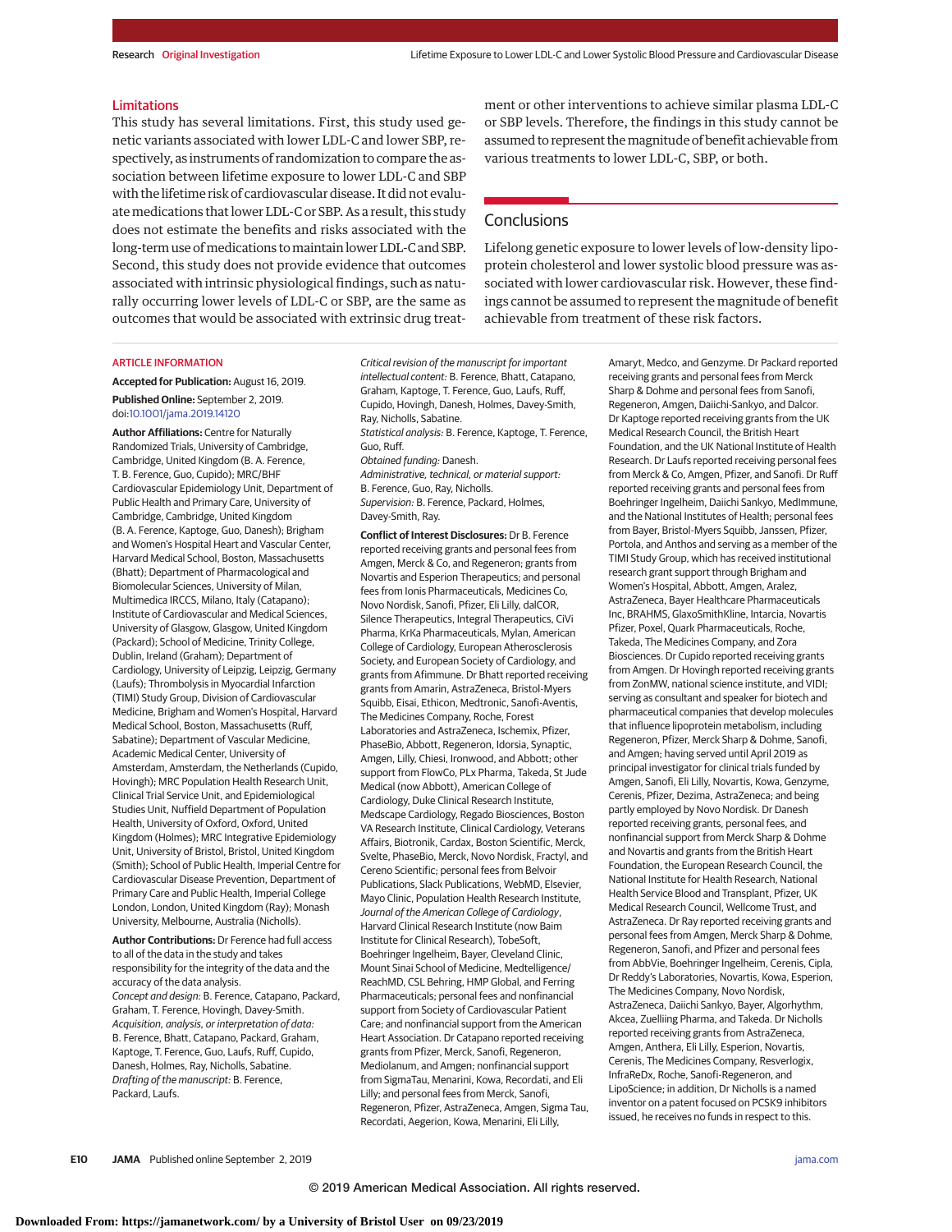## Limitations

This study has several limitations. First, this study used genetic variants associated with lower LDL-C and lower SBP, respectively, as instruments of randomization to compare the association between lifetime exposure to lower LDL-C and SBP with the lifetime risk of cardiovascular disease. It did not evaluate medications that lower LDL-C or SBP. As a result, this study does not estimate the benefits and risks associated with the long-term use of medications to maintain lower LDL-C and SBP. Second, this study does not provide evidence that outcomes associated with intrinsic physiological findings, such as naturally occurring lower levels of LDL-C or SBP, are the same as outcomes that would be associated with extrinsic drug treatment or other interventions to achieve similar plasma LDL-C or SBP levels. Therefore, the findings in this study cannot be assumed to represent the magnitude of benefit achievable from various treatments to lower LDL-C, SBP, or both.

## Conclusions

Lifelong genetic exposure to lower levels of low-density lipoprotein cholesterol and lower systolic blood pressure was associated with lower cardiovascular risk. However, these findings cannot be assumed to represent the magnitude of benefit achievable from treatment of these risk factors.

### ARTICLE INFORMATION

**Accepted for Publication:** August 16, 2019.

**Published Online:** September 2, 2019. doi:10.1001/jama.2019.14120

**Author Affiliations:** Centre for Naturally Randomized Trials, University of Cambridge, Cambridge, United Kingdom (B. A. Ference, T. B. Ference, Guo, Cupido); MRC/BHF Cardiovascular Epidemiology Unit, Department of Public Health and Primary Care, University of Cambridge, Cambridge, United Kingdom (B. A. Ference, Kaptoge, Guo, Danesh); Brigham and Women's Hospital Heart and Vascular Center, Harvard Medical School, Boston, Massachusetts (Bhatt); Department of Pharmacological and Biomolecular Sciences, University of Milan, Multimedica IRCCS, Milano, Italy (Catapano); Institute of Cardiovascular and Medical Sciences, University of Glasgow, Glasgow, United Kingdom (Packard); School of Medicine, Trinity College, Dublin, Ireland (Graham); Department of Cardiology, University of Leipzig, Leipzig, Germany (Laufs); Thrombolysis in Myocardial Infarction (TIMI) Study Group, Division of Cardiovascular Medicine, Brigham and Women's Hospital, Harvard Medical School, Boston, Massachusetts (Ruff, Sabatine); Department of Vascular Medicine, Academic Medical Center, University of Amsterdam, Amsterdam, the Netherlands (Cupido, Hovingh); MRC Population Health Research Unit, Clinical Trial Service Unit, and Epidemiological Studies Unit, Nuffield Department of Population Health, University of Oxford, Oxford, United Kingdom (Holmes); MRC Integrative Epidemiology Unit, University of Bristol, Bristol, United Kingdom (Smith); School of Public Health, Imperial Centre for Cardiovascular Disease Prevention, Department of Primary Care and Public Health, Imperial College London, London, United Kingdom (Ray); Monash University, Melbourne, Australia (Nicholls).

**Author Contributions:** Dr Ference had full access to all of the data in the study and takes responsibility for the integrity of the data and the accuracy of the data analysis.

*Concept and design:* B. Ference, Catapano, Packard, Graham, T. Ference, Hovingh, Davey-Smith.

*Acquisition, analysis, or interpretation of data:* B. Ference, Bhatt, Catapano, Packard, Graham, Kaptoge, T. Ference, Guo, Laufs, Ruff, Cupido, Danesh, Holmes, Ray, Nicholls, Sabatine.

*Drafting of the manuscript:* B. Ference, Packard, Laufs.

*Critical revision of the manuscript for important intellectual content:* B. Ference, Bhatt, Catapano, Graham, Kaptoge, T. Ference, Guo, Laufs, Ruff, Cupido, Hovingh, Danesh, Holmes, Davey-Smith, Ray, Nicholls, Sabatine.

*Statistical analysis:* B. Ference, Kaptoge, T. Ference, Guo, Ruff.

*Obtained funding:* Danesh.

*Administrative, technical, or material support:* B. Ference, Guo, Ray, Nicholls.

*Supervision:* B. Ference, Packard, Holmes, Davey-Smith, Ray.

**Conflict of Interest Disclosures:** Dr B. Ference reported receiving grants and personal fees from Amgen, Merck & Co, and Regeneron; grants from Novartis and Esperion Therapeutics; and personal fees from Ionis Pharmaceuticals, Medicines Co, Novo Nordisk, Sanofi, Pfizer, Eli Lilly, dalCOR, Silence Therapeutics, Integral Therapeutics, CiVi Pharma, KrKa Pharmaceuticals, Mylan, American College of Cardiology, European Atherosclerosis Society, and European Society of Cardiology, and grants from Afimmune. Dr Bhatt reported receiving grants from Amarin, AstraZeneca, Bristol-Myers Squibb, Eisai, Ethicon, Medtronic, Sanofi-Aventis, The Medicines Company, Roche, Forest Laboratories and AstraZeneca, Ischemix, Pfizer, PhaseBio, Abbott, Regeneron, Idorsia, Synaptic, Amgen, Lilly, Chiesi, Ironwood, and Abbott; other support from FlowCo, PLx Pharma, Takeda, St Jude Medical (now Abbott), American College of Cardiology, Duke Clinical Research Institute, Medscape Cardiology, Regado Biosciences, Boston VA Research Institute, Clinical Cardiology, Veterans Affairs, Biotronik, Cardax, Boston Scientific, Merck, Svelte, PhaseBio, Merck, Novo Nordisk, Fractyl, and Cereno Scientific; personal fees from Belvoir Publications, Slack Publications, WebMD, Elsevier, Mayo Clinic, Population Health Research Institute, *Journal of the American College of Cardiology*, Harvard Clinical Research Institute (now Baim Institute for Clinical Research), TobeSoft, Boehringer Ingelheim, Bayer, Cleveland Clinic, Mount Sinai School of Medicine, Medtelligence/ReachMD, CSL Behring, HMP Global, and Ferring Pharmaceuticals; personal fees and nonfinancial support from Society of Cardiovascular Patient Care; and nonfinancial support from the American Heart Association. Dr Catapano reported receiving grants from Pfizer, Merck, Sanofi, Regeneron, Mediolanum, and Amgen; nonfinancial support from SigmaTau, Menarini, Kowa, Recordati, and Eli Lilly; and personal fees from Merck, Sanofi, Regeneron, Pfizer, AstraZeneca, Amgen, Sigma Tau, Recordati, Aegerion, Kowa, Menarini, Eli Lilly, Amaryt, Medco, and Genzyme. Dr Packard reported receiving grants and personal fees from Merck Sharp & Dohme and personal fees from Sanofi, Regeneron, Amgen, Daiichi-Sankyo, and Dalcor. Dr Kaptoge reported receiving grants from the UK Medical Research Council, the British Heart Foundation, and the UK National Institute of Health Research. Dr Laufs reported receiving personal fees from Merck & Co, Amgen, Pfizer, and Sanofi. Dr Ruff reported receiving grants and personal fees from Boehringer Ingelheim, Daiichi Sankyo, MedImmune, and the National Institutes of Health; personal fees from Bayer, Bristol-Myers Squibb, Janssen, Pfizer, Portola, and Anthos and serving as a member of the TIMI Study Group, which has received institutional research grant support through Brigham and Women's Hospital, Abbott, Amgen, Aralez, AstraZeneca, Bayer Healthcare Pharmaceuticals Inc, BRAHMS, GlaxoSmithKline, Intarcia, Novartis Pfizer, Poxel, Quark Pharmaceuticals, Roche, Takeda, The Medicines Company, and Zora Biosciences. Dr Cupido reported receiving grants from Amgen. Dr Hovingh reported receiving grants from ZonMW, national science institute, and VIDI; serving as consultant and speaker for biotech and pharmaceutical companies that develop molecules that influence lipoprotein metabolism, including Regeneron, Pfizer, Merck Sharp & Dohme, Sanofi, and Amgen; having served until April 2019 as principal investigator for clinical trials funded by Amgen, Sanofi, Eli Lilly, Novartis, Kowa, Genzyme, Cerenis, Pfizer, Dezima, AstraZeneca; and being partly employed by Novo Nordisk. Dr Danesh reported receiving grants, personal fees, and nonfinancial support from Merck Sharp & Dohme and Novartis and grants from the British Heart Foundation, the European Research Council, the National Institute for Health Research, National Health Service Blood and Transplant, Pfizer, UK Medical Research Council, Wellcome Trust, and AstraZeneca. Dr Ray reported receiving grants and personal fees from Amgen, Merck Sharp & Dohme, Regeneron, Sanofi, and Pfizer and personal fees from AbbVie, Boehringer Ingelheim, Cerenis, Cipla, Dr Reddy's Laboratories, Novartis, Kowa, Esperion, The Medicines Company, Novo Nordisk, AstraZeneca, Daiichi Sankyo, Bayer, Algorhythm, Akcea, Zuelliing Pharma, and Takeda. Dr Nicholls reported receiving grants from AstraZeneca, Amgen, Anthera, Eli Lilly, Esperion, Novartis, Cerenis, The Medicines Company, Resverlogix, InfraReDx, Roche, Sanofi-Regeneron, and LipoScience; in addition, Dr Nicholls is a named inventor on a patent focused on PCSK9 inhibitors issued, he receives no funds in respect to this.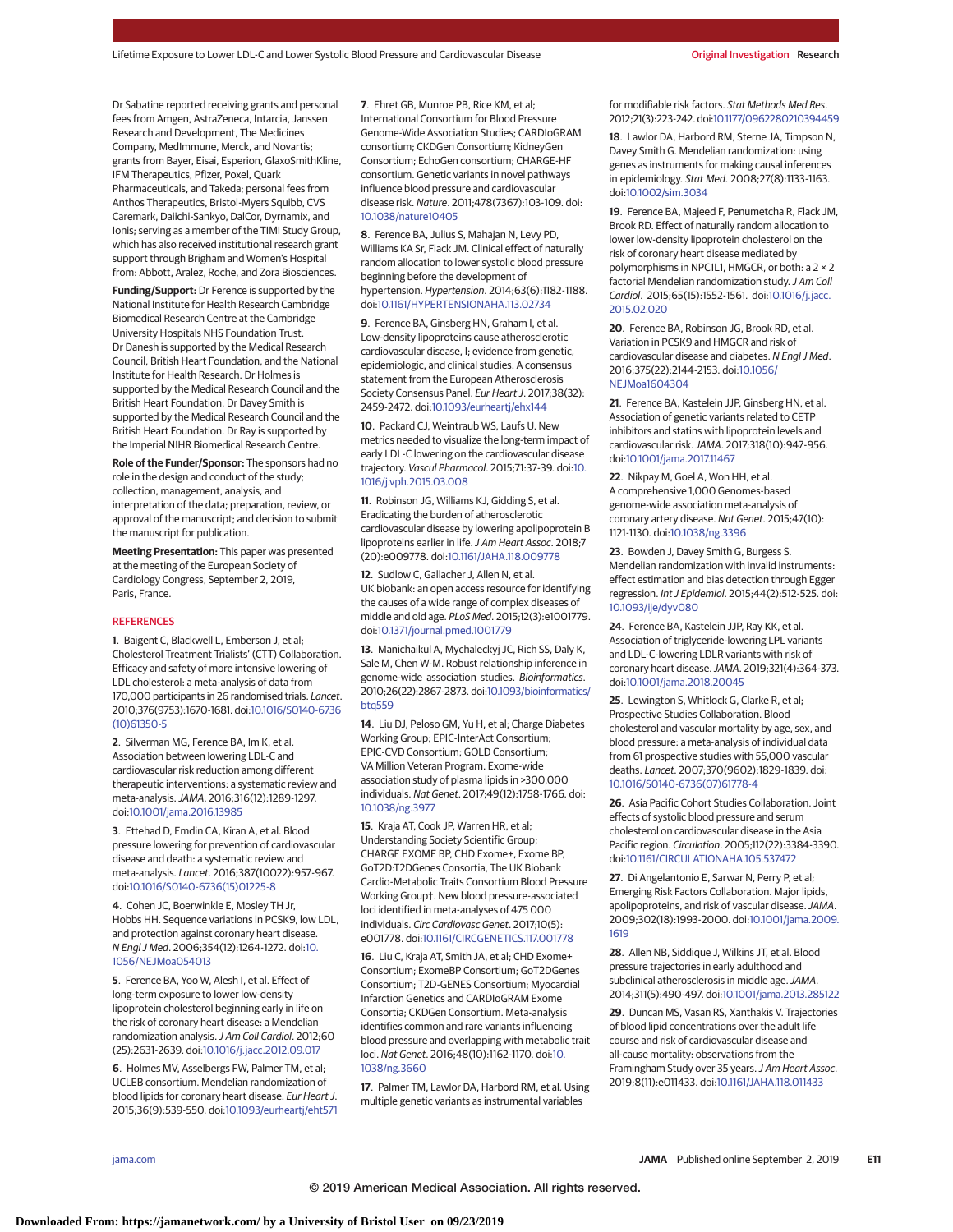Dr Sabatine reported receiving grants and personal fees from Amgen, AstraZeneca, Intarcia, Janssen Research and Development, The Medicines Company, MedImmune, Merck, and Novartis; grants from Bayer, Eisai, Esperion, GlaxoSmithKline, IFM Therapeutics, Pfizer, Poxel, Quark Pharmaceuticals, and Takeda; personal fees from Anthos Therapeutics, Bristol-Myers Squibb, CVS Caremark, Daiichi-Sankyo, DalCor, Dyrnamix, and Ionis; serving as a member of the TIMI Study Group, which has also received institutional research grant support through Brigham and Women's Hospital from: Abbott, Aralez, Roche, and Zora Biosciences.

**Funding/Support:** Dr Ference is supported by the National Institute for Health Research Cambridge Biomedical Research Centre at the Cambridge University Hospitals NHS Foundation Trust. Dr Danesh is supported by the Medical Research Council, British Heart Foundation, and the National Institute for Health Research. Dr Holmes is supported by the Medical Research Council and the British Heart Foundation. Dr Davey Smith is supported by the Medical Research Council and the British Heart Foundation. Dr Ray is supported by the Imperial NIHR Biomedical Research Centre.

**Role of the Funder/Sponsor:** The sponsors had no role in the design and conduct of the study; collection, management, analysis, and interpretation of the data; preparation, review, or approval of the manuscript; and decision to submit the manuscript for publication.

**Meeting Presentation:** This paper was presented at the meeting of the European Society of Cardiology Congress, September 2, 2019, Paris, France.

## REFERENCES

1. Baigent C, Blackwell L, Emberson J, et al; Cholesterol Treatment Trialists' (CTT) Collaboration. Efficacy and safety of more intensive lowering of LDL cholesterol: a meta-analysis of data from 170,000 participants in 26 randomised trials. *Lancet*. 2010;376(9753):1670-1681. doi:10.1016/S0140-6736(10)61350-5

2. Silverman MG, Ference BA, Im K, et al. Association between lowering LDL-C and cardiovascular risk reduction among different therapeutic interventions: a systematic review and meta-analysis. *JAMA*. 2016;316(12):1289-1297. doi:10.1001/jama.2016.13985

3. Ettehad D, Emdin CA, Kiran A, et al. Blood pressure lowering for prevention of cardiovascular disease and death: a systematic review and meta-analysis. *Lancet*. 2016;387(10022):957-967. doi:10.1016/S0140-6736(15)01225-8

4. Cohen JC, Boerwinkle E, Mosley TH Jr, Hobbs HH. Sequence variations in PCSK9, low LDL, and protection against coronary heart disease. *N Engl J Med*. 2006;354(12):1264-1272. doi:10.1056/NEJMoa054013

5. Ference BA, Yoo W, Alesh I, et al. Effect of long-term exposure to lower low-density lipoprotein cholesterol beginning early in life on the risk of coronary heart disease: a Mendelian randomization analysis. *J Am Coll Cardiol*. 2012;60(25):2631-2639. doi:10.1016/j.jacc.2012.09.017

6. Holmes MV, Asselbergs FW, Palmer TM, et al; UCLEB consortium. Mendelian randomization of blood lipids for coronary heart disease. *Eur Heart J*. 2015;36(9):539-550. doi:10.1093/eurheartj/eht571

7. Ehret GB, Munroe PB, Rice KM, et al; International Consortium for Blood Pressure Genome-Wide Association Studies; CARDIoGRAM consortium; CKDGen Consortium; KidneyGen Consortium; EchoGen consortium; CHARGE-HF consortium. Genetic variants in novel pathways influence blood pressure and cardiovascular disease risk. *Nature*. 2011;478(7367):103-109. doi:10.1038/nature10405

8. Ference BA, Julius S, Mahajan N, Levy PD, Williams KA Sr, Flack JM. Clinical effect of naturally random allocation to lower systolic blood pressure beginning before the development of hypertension. *Hypertension*. 2014;63(6):1182-1188. doi:10.1161/HYPERTENSIONAHA.113.02734

9. Ference BA, Ginsberg HN, Graham I, et al. Low-density lipoproteins cause atherosclerotic cardiovascular disease, I; evidence from genetic, epidemiologic, and clinical studies. A consensus statement from the European Atherosclerosis Society Consensus Panel. *Eur Heart J*. 2017;38(32):2459-2472. doi:10.1093/eurheartj/ehx144

10. Packard CJ, Weintraub WS, Laufs U. New metrics needed to visualize the long-term impact of early LDL-C lowering on the cardiovascular disease trajectory. *Vascul Pharmacol*. 2015;71:37-39. doi:10.1016/j.vph.2015.03.008

11. Robinson JG, Williams KJ, Gidding S, et al. Eradicating the burden of atherosclerotic cardiovascular disease by lowering apolipoprotein B lipoproteins earlier in life. *J Am Heart Assoc*. 2018;7(20):e009778. doi:10.1161/JAHA.118.009778

12. Sudlow C, Gallacher J, Allen N, et al. UK biobank: an open access resource for identifying the causes of a wide range of complex diseases of middle and old age. *PLoS Med*. 2015;12(3):e1001779. doi:10.1371/journal.pmed.1001779

13. Manichaikul A, Mychaleckyj JC, Rich SS, Daly K, Sale M, Chen W-M. Robust relationship inference in genome-wide association studies. *Bioinformatics*. 2010;26(22):2867-2873. doi:10.1093/bioinformatics/btq559

14. Liu DJ, Peloso GM, Yu H, et al; Charge Diabetes Working Group; EPIC-InterAct Consortium; EPIC-CVD Consortium; GOLD Consortium; VA Million Veteran Program. Exome-wide association study of plasma lipids in >300,000 individuals. *Nat Genet*. 2017;49(12):1758-1766. doi:10.1038/ng.3977

15. Kraja AT, Cook JP, Warren HR, et al; Understanding Society Scientific Group; CHARGE EXOME BP, CHD Exome+, Exome BP, GoT2D:T2DGenes Consortia, The UK Biobank Cardio-Metabolic Traits Consortium Blood Pressure Working Group†. New blood pressure-associated loci identified in meta-analyses of 475 000 individuals. *Circ Cardiovasc Genet*. 2017;10(5):e001778. doi:10.1161/CIRCGENETICS.117.001778

16. Liu C, Kraja AT, Smith JA, et al; CHD Exome+ Consortium; ExomeBP Consortium; GoT2DGenes Consortium; T2D-GENES Consortium; Myocardial Infarction Genetics and CARDIoGRAM Exome Consortia; CKDGen Consortium. Meta-analysis identifies common and rare variants influencing blood pressure and overlapping with metabolic trait loci. *Nat Genet*. 2016;48(10):1162-1170. doi:10.1038/ng.3660

17. Palmer TM, Lawlor DA, Harbord RM, et al. Using multiple genetic variants as instrumental variables for modifiable risk factors. *Stat Methods Med Res*. 2012;21(3):223-242. doi:10.1177/0962280210394459

18. Lawlor DA, Harbord RM, Sterne JA, Timpson N, Davey Smith G. Mendelian randomization: using genes as instruments for making causal inferences in epidemiology. *Stat Med*. 2008;27(8):1133-1163. doi:10.1002/sim.3034

19. Ference BA, Majeed F, Penumetcha R, Flack JM, Brook RD. Effect of naturally random allocation to lower low-density lipoprotein cholesterol on the risk of coronary heart disease mediated by polymorphisms in NPC1L1, HMGCR, or both: a 2 × 2 factorial Mendelian randomization study. *J Am Coll Cardiol*. 2015;65(15):1552-1561. doi:10.1016/j.jacc.2015.02.020

20. Ference BA, Robinson JG, Brook RD, et al. Variation in PCSK9 and HMGCR and risk of cardiovascular disease and diabetes. *N Engl J Med*. 2016;375(22):2144-2153. doi:10.1056/NEJMoa1604304

21. Ference BA, Kastelein JJP, Ginsberg HN, et al. Association of genetic variants related to CETP inhibitors and statins with lipoprotein levels and cardiovascular risk. *JAMA*. 2017;318(10):947-956. doi:10.1001/jama.2017.11467

22. Nikpay M, Goel A, Won HH, et al. A comprehensive 1,000 Genomes-based genome-wide association meta-analysis of coronary artery disease. *Nat Genet*. 2015;47(10):1121-1130. doi:10.1038/ng.3396

23. Bowden J, Davey Smith G, Burgess S. Mendelian randomization with invalid instruments: effect estimation and bias detection through Egger regression. *Int J Epidemiol*. 2015;44(2):512-525. doi:10.1093/ije/dyv080

24. Ference BA, Kastelein JJP, Ray KK, et al. Association of triglyceride-lowering LPL variants and LDL-C-lowering LDLR variants with risk of coronary heart disease. *JAMA*. 2019;321(4):364-373. doi:10.1001/jama.2018.20045

25. Lewington S, Whitlock G, Clarke R, et al; Prospective Studies Collaboration. Blood cholesterol and vascular mortality by age, sex, and blood pressure: a meta-analysis of individual data from 61 prospective studies with 55,000 vascular deaths. *Lancet*. 2007;370(9602):1829-1839. doi:10.1016/S0140-6736(07)61778-4

26. Asia Pacific Cohort Studies Collaboration. Joint effects of systolic blood pressure and serum cholesterol on cardiovascular disease in the Asia Pacific region. *Circulation*. 2005;112(22):3384-3390. doi:10.1161/CIRCULATIONAHA.105.537472

27. Di Angelantonio E, Sarwar N, Perry P, et al; Emerging Risk Factors Collaboration. Major lipids, apolipoproteins, and risk of vascular disease. *JAMA*. 2009;302(18):1993-2000. doi:10.1001/jama.2009.1619

28. Allen NB, Siddique J, Wilkins JT, et al. Blood pressure trajectories in early adulthood and subclinical atherosclerosis in middle age. *JAMA*. 2014;311(5):490-497. doi:10.1001/jama.2013.285122

29. Duncan MS, Vasan RS, Xanthakis V. Trajectories of blood lipid concentrations over the adult life course and risk of cardiovascular disease and all-cause mortality: observations from the Framingham Study over 35 years. *J Am Heart Assoc*. 2019;8(11):e011433. doi:10.1161/JAHA.118.011433